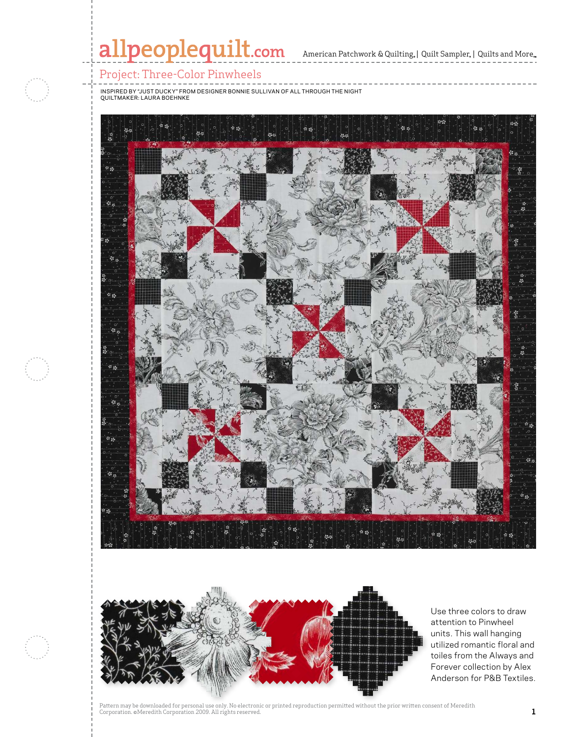# Project: Three-Color Pinwheels

INSPIRED BY "JUST DUCKY" FROM DESIGNER BONNIE SULLIVAN OF ALL THROUGH THE NIGHT
QUILTMAKER: LAURA BOEHNKE

Use three colors to draw attention to Pinwheel units. This wall hanging utilized romantic floral and toiles from the Always and Forever collection by Alex Anderson for P&B Textiles.

Pattern may be downloaded for personal use only. No electronic or printed reproduction permitted without the prior written consent of Meredith Corporation. ©Meredith Corporation 2009. All rights reserved.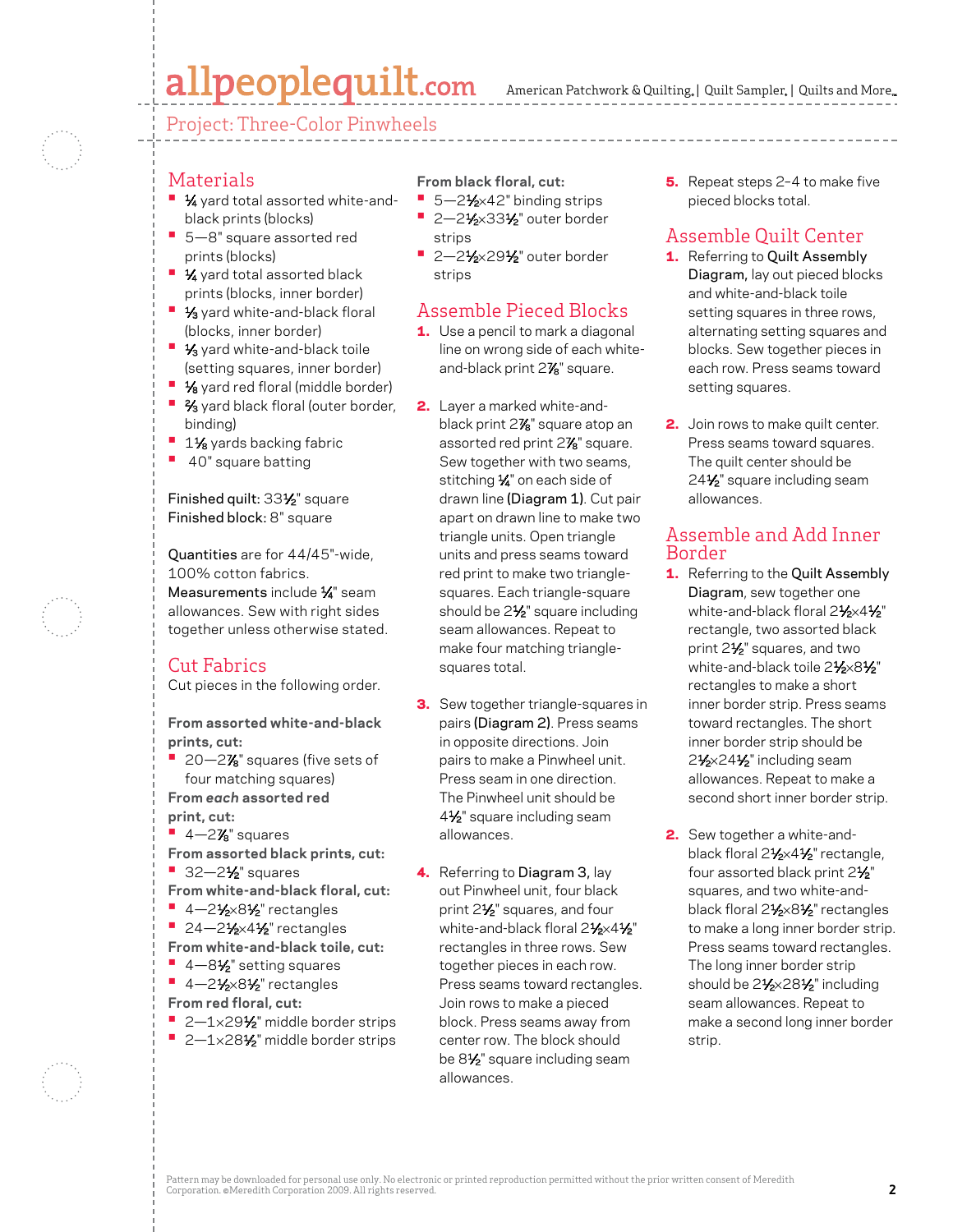## Project: Three-Color Pinwheels

## Materials

- ¼ yard total assorted white-and-black prints (blocks)
- 5—8" square assorted red prints (blocks)
- ¼ yard total assorted black prints (blocks, inner border)
- ⅓ yard white-and-black floral (blocks, inner border)
- ⅓ yard white-and-black toile (setting squares, inner border)
- ⅛ yard red floral (middle border)
- ⅔ yard black floral (outer border, binding)
- 1⅛ yards backing fabric
- 40" square batting

**Finished quilt:** 33½" square
**Finished block:** 8" square

**Quantities** are for 44/45"-wide, 100% cotton fabrics.
**Measurements** include ¼" seam allowances. Sew with right sides together unless otherwise stated.

## Cut Fabrics

Cut pieces in the following order.

**From assorted white-and-black prints, cut:**
- 20—2⅞" squares (five sets of four matching squares)

**From *each* assorted red print, cut:**
- 4—2⅞" squares

**From assorted black prints, cut:**
- 32—2½" squares

**From white-and-black floral, cut:**
- 4—2½×8½" rectangles
- 24—2½×4½" rectangles

**From white-and-black toile, cut:**
- 4—8½" setting squares
- 4—2½×8½" rectangles

**From red floral, cut:**
- 2—1×29½" middle border strips
- 2—1×28½" middle border strips

**From black floral, cut:**
- 5—2½×42" binding strips
- 2—2½×33½" outer border strips
- 2—2½×29½" outer border strips

## Assemble Pieced Blocks

1. Use a pencil to mark a diagonal line on wrong side of each white-and-black print 2⅞" square.
2. Layer a marked white-and-black print 2⅞" square atop an assorted red print 2⅞" square. Sew together with two seams, stitching ¼" on each side of drawn line **(Diagram 1)**. Cut pair apart on drawn line to make two triangle units. Open triangle units and press seams toward red print to make two triangle-squares. Each triangle-square should be 2½" square including seam allowances. Repeat to make four matching triangle-squares total.
3. Sew together triangle-squares in pairs **(Diagram 2)**. Press seams in opposite directions. Join pairs to make a Pinwheel unit. Press seam in one direction. The Pinwheel unit should be 4½" square including seam allowances.
4. Referring to **Diagram 3**, lay out Pinwheel unit, four black print 2½" squares, and four white-and-black floral 2½×4½" rectangles in three rows. Sew together pieces in each row. Press seams toward rectangles. Join rows to make a pieced block. Press seams away from center row. The block should be 8½" square including seam allowances.
5. Repeat steps 2–4 to make five pieced blocks total.

## Assemble Quilt Center

1. Referring to **Quilt Assembly Diagram,** lay out pieced blocks and white-and-black toile setting squares in three rows, alternating setting squares and blocks. Sew together pieces in each row. Press seams toward setting squares.
2. Join rows to make quilt center. Press seams toward squares. The quilt center should be 24½" square including seam allowances.

## Assemble and Add Inner Border

1. Referring to the **Quilt Assembly Diagram**, sew together one white-and-black floral 2½×4½" rectangle, two assorted black print 2½" squares, and two white-and-black toile 2½×8½" rectangles to make a short inner border strip. Press seams toward rectangles. The short inner border strip should be 2½×24½" including seam allowances. Repeat to make a second short inner border strip.
2. Sew together a white-and-black floral 2½×4½" rectangle, four assorted black print 2½" squares, and two white-and-black floral 2½×8½" rectangles to make a long inner border strip. Press seams toward rectangles. The long inner border strip should be 2½×28½" including seam allowances. Repeat to make a second long inner border strip.

Pattern may be downloaded for personal use only. No electronic or printed reproduction permitted without the prior written consent of Meredith Corporation. ©Meredith Corporation 2009. All rights reserved.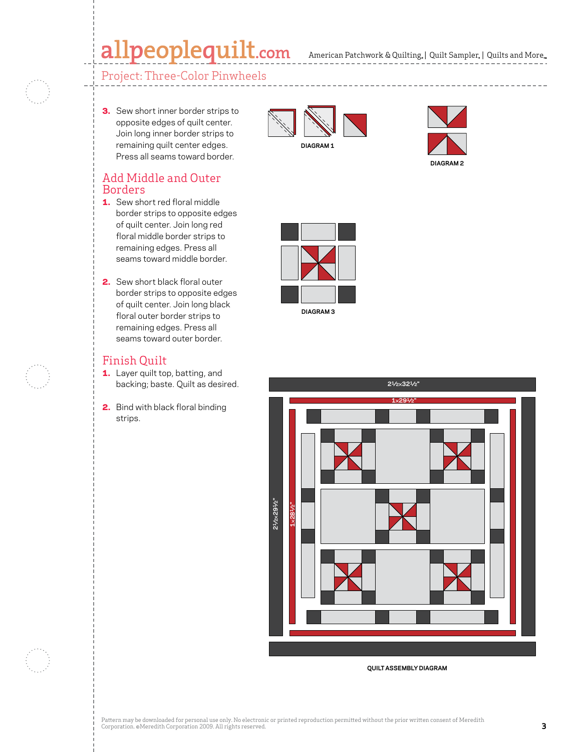## Project: Three-Color Pinwheels

3. Sew short inner border strips to opposite edges of quilt center. Join long inner border strips to remaining quilt center edges. Press all seams toward border.

## Add Middle and Outer Borders

1. Sew short red floral middle border strips to opposite edges of quilt center. Join long red floral middle border strips to remaining edges. Press all seams toward middle border.

2. Sew short black floral outer border strips to opposite edges of quilt center. Join long black floral outer border strips to remaining edges. Press all seams toward outer border.

## Finish Quilt

1. Layer quilt top, batting, and backing; baste. Quilt as desired.

2. Bind with black floral binding strips.

DIAGRAM 1

DIAGRAM 2

DIAGRAM 3

2½x32½"

1x29½"

2½x29½"

1x28½"

QUILT ASSEMBLY DIAGRAM

Pattern may be downloaded for personal use only. No electronic or printed reproduction permitted without the prior written consent of Meredith Corporation. ©Meredith Corporation 2009. All rights reserved.